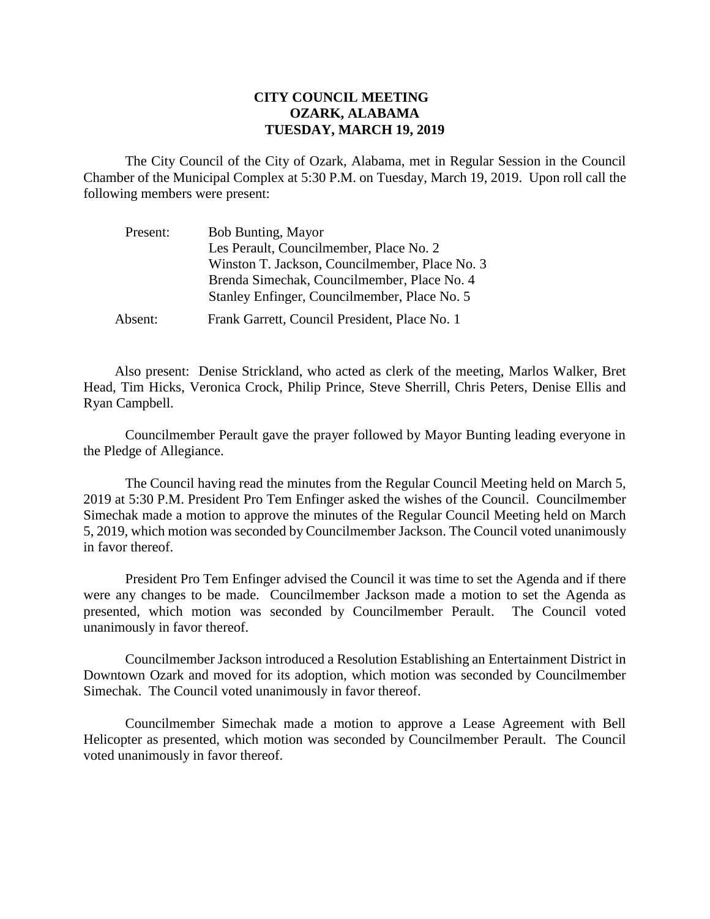# CITY COUNCIL MEETING
## OZARK, ALABAMA
## TUESDAY, MARCH 19, 2019

The City Council of the City of Ozark, Alabama, met in Regular Session in the Council Chamber of the Municipal Complex at 5:30 P.M. on Tuesday, March 19, 2019. Upon roll call the following members were present:

| | |
|---|---|
| Present: | Bob Bunting, Mayor |
| | Les Perault, Councilmember, Place No. 2 |
| | Winston T. Jackson, Councilmember, Place No. 3 |
| | Brenda Simechak, Councilmember, Place No. 4 |
| | Stanley Enfinger, Councilmember, Place No. 5 |
| Absent: | Frank Garrett, Council President, Place No. 1 |

Also present: Denise Strickland, who acted as clerk of the meeting, Marlos Walker, Bret Head, Tim Hicks, Veronica Crock, Philip Prince, Steve Sherrill, Chris Peters, Denise Ellis and Ryan Campbell.

Councilmember Perault gave the prayer followed by Mayor Bunting leading everyone in the Pledge of Allegiance.

The Council having read the minutes from the Regular Council Meeting held on March 5, 2019 at 5:30 P.M. President Pro Tem Enfinger asked the wishes of the Council. Councilmember Simechak made a motion to approve the minutes of the Regular Council Meeting held on March 5, 2019, which motion was seconded by Councilmember Jackson. The Council voted unanimously in favor thereof.

President Pro Tem Enfinger advised the Council it was time to set the Agenda and if there were any changes to be made. Councilmember Jackson made a motion to set the Agenda as presented, which motion was seconded by Councilmember Perault. The Council voted unanimously in favor thereof.

Councilmember Jackson introduced a Resolution Establishing an Entertainment District in Downtown Ozark and moved for its adoption, which motion was seconded by Councilmember Simechak. The Council voted unanimously in favor thereof.

Councilmember Simechak made a motion to approve a Lease Agreement with Bell Helicopter as presented, which motion was seconded by Councilmember Perault. The Council voted unanimously in favor thereof.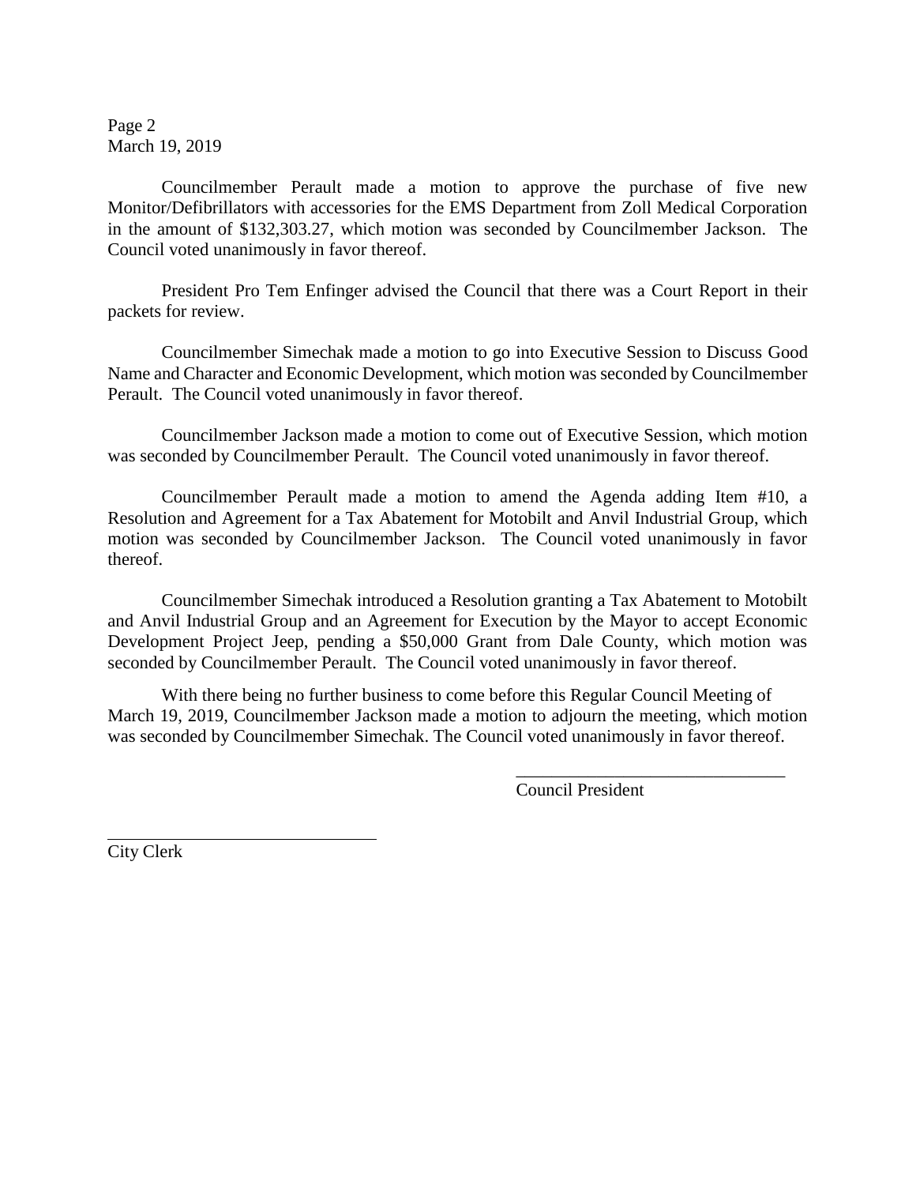Councilmember Perault made a motion to approve the purchase of five new Monitor/Defibrillators with accessories for the EMS Department from Zoll Medical Corporation in the amount of $132,303.27, which motion was seconded by Councilmember Jackson. The Council voted unanimously in favor thereof.

President Pro Tem Enfinger advised the Council that there was a Court Report in their packets for review.

Councilmember Simechak made a motion to go into Executive Session to Discuss Good Name and Character and Economic Development, which motion was seconded by Councilmember Perault. The Council voted unanimously in favor thereof.

Councilmember Jackson made a motion to come out of Executive Session, which motion was seconded by Councilmember Perault. The Council voted unanimously in favor thereof.

Councilmember Perault made a motion to amend the Agenda adding Item #10, a Resolution and Agreement for a Tax Abatement for Motobilt and Anvil Industrial Group, which motion was seconded by Councilmember Jackson. The Council voted unanimously in favor thereof.

Councilmember Simechak introduced a Resolution granting a Tax Abatement to Motobilt and Anvil Industrial Group and an Agreement for Execution by the Mayor to accept Economic Development Project Jeep, pending a $50,000 Grant from Dale County, which motion was seconded by Councilmember Perault. The Council voted unanimously in favor thereof.

With there being no further business to come before this Regular Council Meeting of March 19, 2019, Councilmember Jackson made a motion to adjourn the meeting, which motion was seconded by Councilmember Simechak. The Council voted unanimously in favor thereof.

\_\_\_\_\_\_\_\_\_\_\_\_\_\_\_\_\_\_\_\_\_\_\_\_\_\_\_\_\_\_
Council President

\_\_\_\_\_\_\_\_\_\_\_\_\_\_\_\_\_\_\_\_\_\_\_\_\_\_\_\_\_\_
City Clerk